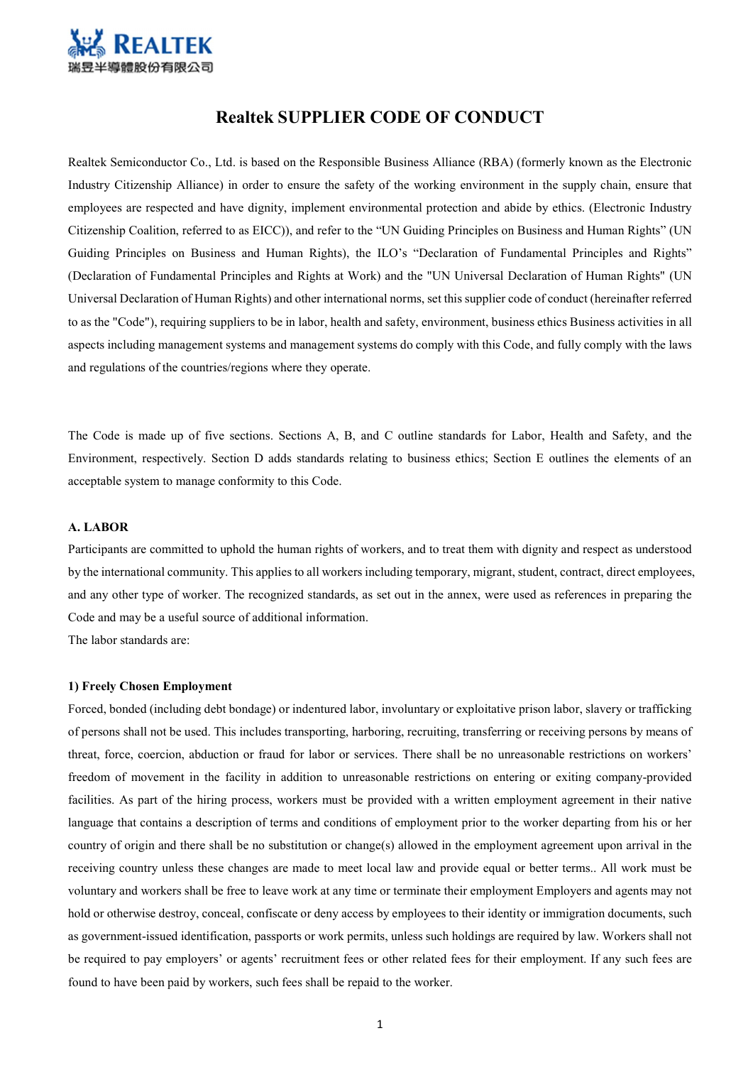# Realtek SUPPLIER CODE OF CONDUCT

Realtek Semiconductor Co., Ltd. is based on the Responsible Business Alliance (RBA) (formerly known as the Electronic Industry Citizenship Alliance) in order to ensure the safety of the working environment in the supply chain, ensure that employees are respected and have dignity, implement environmental protection and abide by ethics. (Electronic Industry Citizenship Coalition, referred to as EICC)), and refer to the “UN Guiding Principles on Business and Human Rights” (UN Guiding Principles on Business and Human Rights), the ILO’s “Declaration of Fundamental Principles and Rights” (Declaration of Fundamental Principles and Rights at Work) and the "UN Universal Declaration of Human Rights" (UN Universal Declaration of Human Rights) and other international norms, set this supplier code of conduct (hereinafter referred to as the "Code"), requiring suppliers to be in labor, health and safety, environment, business ethics Business activities in all aspects including management systems and management systems do comply with this Code, and fully comply with the laws and regulations of the countries/regions where they operate.

The Code is made up of five sections. Sections A, B, and C outline standards for Labor, Health and Safety, and the Environment, respectively. Section D adds standards relating to business ethics; Section E outlines the elements of an acceptable system to manage conformity to this Code.

## A. LABOR

Participants are committed to uphold the human rights of workers, and to treat them with dignity and respect as understood by the international community. This applies to all workers including temporary, migrant, student, contract, direct employees, and any other type of worker. The recognized standards, as set out in the annex, were used as references in preparing the Code and may be a useful source of additional information.

The labor standards are:

### 1) Freely Chosen Employment

Forced, bonded (including debt bondage) or indentured labor, involuntary or exploitative prison labor, slavery or trafficking of persons shall not be used. This includes transporting, harboring, recruiting, transferring or receiving persons by means of threat, force, coercion, abduction or fraud for labor or services. There shall be no unreasonable restrictions on workers’ freedom of movement in the facility in addition to unreasonable restrictions on entering or exiting company-provided facilities. As part of the hiring process, workers must be provided with a written employment agreement in their native language that contains a description of terms and conditions of employment prior to the worker departing from his or her country of origin and there shall be no substitution or change(s) allowed in the employment agreement upon arrival in the receiving country unless these changes are made to meet local law and provide equal or better terms.. All work must be voluntary and workers shall be free to leave work at any time or terminate their employment Employers and agents may not hold or otherwise destroy, conceal, confiscate or deny access by employees to their identity or immigration documents, such as government-issued identification, passports or work permits, unless such holdings are required by law. Workers shall not be required to pay employers’ or agents’ recruitment fees or other related fees for their employment. If any such fees are found to have been paid by workers, such fees shall be repaid to the worker.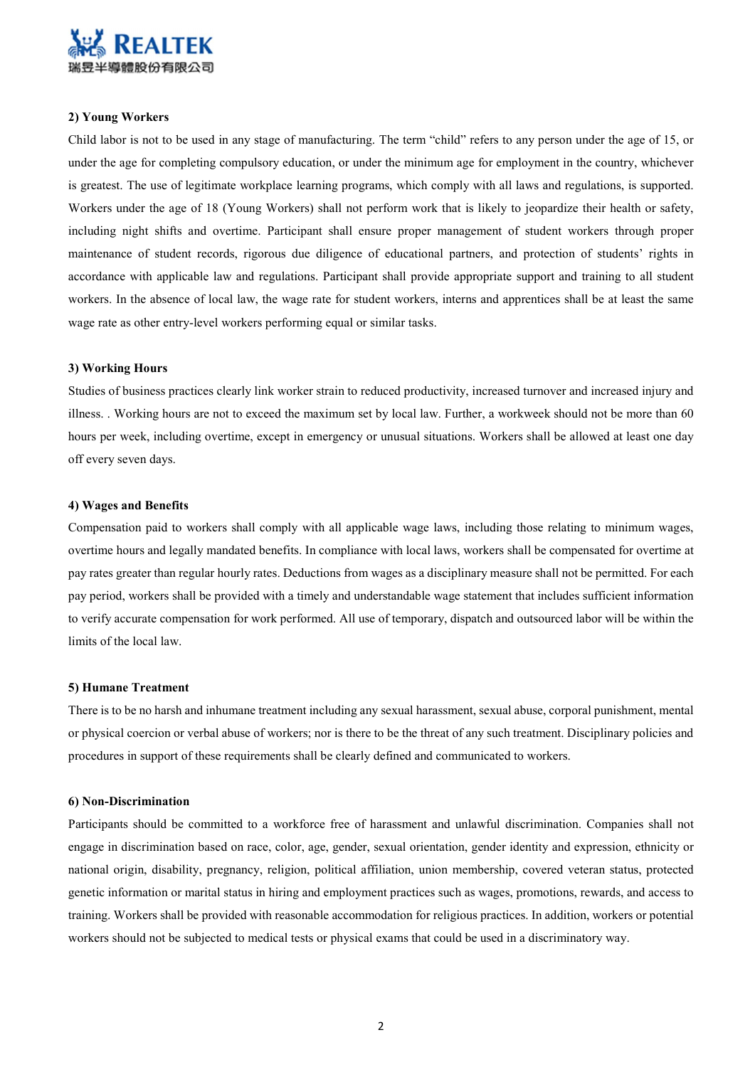**2) Young Workers**

Child labor is not to be used in any stage of manufacturing. The term "child" refers to any person under the age of 15, or under the age for completing compulsory education, or under the minimum age for employment in the country, whichever is greatest. The use of legitimate workplace learning programs, which comply with all laws and regulations, is supported. Workers under the age of 18 (Young Workers) shall not perform work that is likely to jeopardize their health or safety, including night shifts and overtime. Participant shall ensure proper management of student workers through proper maintenance of student records, rigorous due diligence of educational partners, and protection of students' rights in accordance with applicable law and regulations. Participant shall provide appropriate support and training to all student workers. In the absence of local law, the wage rate for student workers, interns and apprentices shall be at least the same wage rate as other entry-level workers performing equal or similar tasks.

**3) Working Hours**

Studies of business practices clearly link worker strain to reduced productivity, increased turnover and increased injury and illness. . Working hours are not to exceed the maximum set by local law. Further, a workweek should not be more than 60 hours per week, including overtime, except in emergency or unusual situations. Workers shall be allowed at least one day off every seven days.

**4) Wages and Benefits**

Compensation paid to workers shall comply with all applicable wage laws, including those relating to minimum wages, overtime hours and legally mandated benefits. In compliance with local laws, workers shall be compensated for overtime at pay rates greater than regular hourly rates. Deductions from wages as a disciplinary measure shall not be permitted. For each pay period, workers shall be provided with a timely and understandable wage statement that includes sufficient information to verify accurate compensation for work performed. All use of temporary, dispatch and outsourced labor will be within the limits of the local law.

**5) Humane Treatment**

There is to be no harsh and inhumane treatment including any sexual harassment, sexual abuse, corporal punishment, mental or physical coercion or verbal abuse of workers; nor is there to be the threat of any such treatment. Disciplinary policies and procedures in support of these requirements shall be clearly defined and communicated to workers.

**6) Non-Discrimination**

Participants should be committed to a workforce free of harassment and unlawful discrimination. Companies shall not engage in discrimination based on race, color, age, gender, sexual orientation, gender identity and expression, ethnicity or national origin, disability, pregnancy, religion, political affiliation, union membership, covered veteran status, protected genetic information or marital status in hiring and employment practices such as wages, promotions, rewards, and access to training. Workers shall be provided with reasonable accommodation for religious practices. In addition, workers or potential workers should not be subjected to medical tests or physical exams that could be used in a discriminatory way.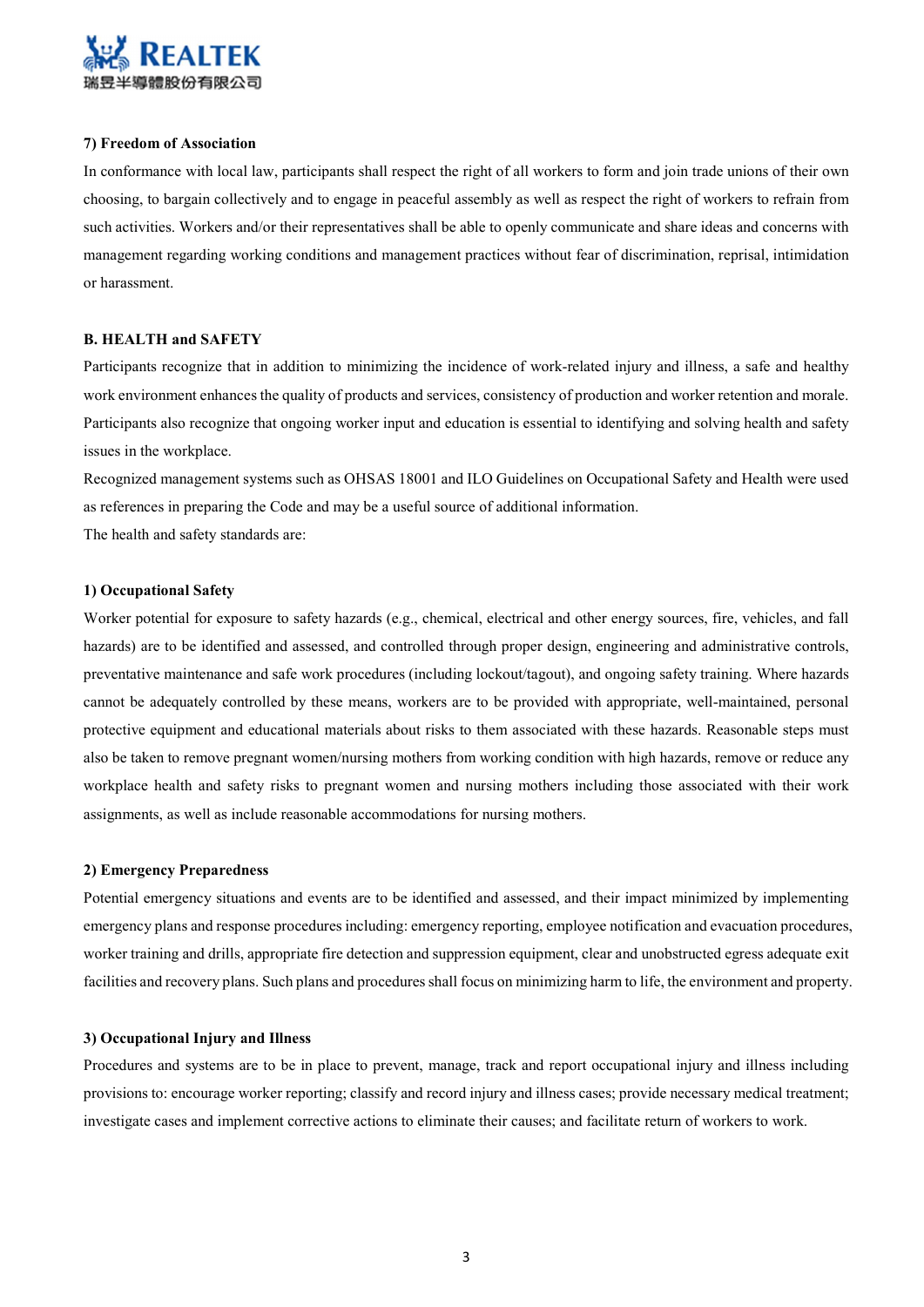**7) Freedom of Association**

In conformance with local law, participants shall respect the right of all workers to form and join trade unions of their own choosing, to bargain collectively and to engage in peaceful assembly as well as respect the right of workers to refrain from such activities. Workers and/or their representatives shall be able to openly communicate and share ideas and concerns with management regarding working conditions and management practices without fear of discrimination, reprisal, intimidation or harassment.

## B. HEALTH and SAFETY

Participants recognize that in addition to minimizing the incidence of work-related injury and illness, a safe and healthy work environment enhances the quality of products and services, consistency of production and worker retention and morale. Participants also recognize that ongoing worker input and education is essential to identifying and solving health and safety issues in the workplace.

Recognized management systems such as OHSAS 18001 and ILO Guidelines on Occupational Safety and Health were used as references in preparing the Code and may be a useful source of additional information.

The health and safety standards are:

**1) Occupational Safety**

Worker potential for exposure to safety hazards (e.g., chemical, electrical and other energy sources, fire, vehicles, and fall hazards) are to be identified and assessed, and controlled through proper design, engineering and administrative controls, preventative maintenance and safe work procedures (including lockout/tagout), and ongoing safety training. Where hazards cannot be adequately controlled by these means, workers are to be provided with appropriate, well-maintained, personal protective equipment and educational materials about risks to them associated with these hazards. Reasonable steps must also be taken to remove pregnant women/nursing mothers from working condition with high hazards, remove or reduce any workplace health and safety risks to pregnant women and nursing mothers including those associated with their work assignments, as well as include reasonable accommodations for nursing mothers.

**2) Emergency Preparedness**

Potential emergency situations and events are to be identified and assessed, and their impact minimized by implementing emergency plans and response procedures including: emergency reporting, employee notification and evacuation procedures, worker training and drills, appropriate fire detection and suppression equipment, clear and unobstructed egress adequate exit facilities and recovery plans. Such plans and procedures shall focus on minimizing harm to life, the environment and property.

**3) Occupational Injury and Illness**

Procedures and systems are to be in place to prevent, manage, track and report occupational injury and illness including provisions to: encourage worker reporting; classify and record injury and illness cases; provide necessary medical treatment; investigate cases and implement corrective actions to eliminate their causes; and facilitate return of workers to work.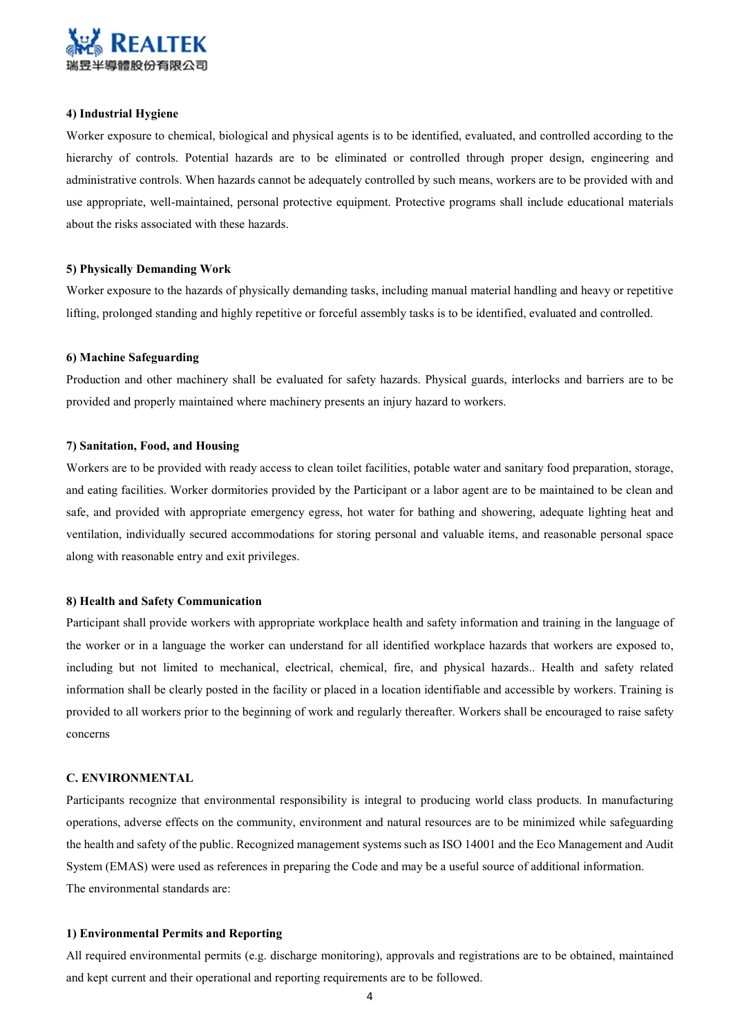#### 4) Industrial Hygiene

Worker exposure to chemical, biological and physical agents is to be identified, evaluated, and controlled according to the hierarchy of controls. Potential hazards are to be eliminated or controlled through proper design, engineering and administrative controls. When hazards cannot be adequately controlled by such means, workers are to be provided with and use appropriate, well-maintained, personal protective equipment. Protective programs shall include educational materials about the risks associated with these hazards.

#### 5) Physically Demanding Work

Worker exposure to the hazards of physically demanding tasks, including manual material handling and heavy or repetitive lifting, prolonged standing and highly repetitive or forceful assembly tasks is to be identified, evaluated and controlled.

#### 6) Machine Safeguarding

Production and other machinery shall be evaluated for safety hazards. Physical guards, interlocks and barriers are to be provided and properly maintained where machinery presents an injury hazard to workers.

#### 7) Sanitation, Food, and Housing

Workers are to be provided with ready access to clean toilet facilities, potable water and sanitary food preparation, storage, and eating facilities. Worker dormitories provided by the Participant or a labor agent are to be maintained to be clean and safe, and provided with appropriate emergency egress, hot water for bathing and showering, adequate lighting heat and ventilation, individually secured accommodations for storing personal and valuable items, and reasonable personal space along with reasonable entry and exit privileges.

#### 8) Health and Safety Communication

Participant shall provide workers with appropriate workplace health and safety information and training in the language of the worker or in a language the worker can understand for all identified workplace hazards that workers are exposed to, including but not limited to mechanical, electrical, chemical, fire, and physical hazards.. Health and safety related information shall be clearly posted in the facility or placed in a location identifiable and accessible by workers. Training is provided to all workers prior to the beginning of work and regularly thereafter. Workers shall be encouraged to raise safety concerns

### C. ENVIRONMENTAL

Participants recognize that environmental responsibility is integral to producing world class products. In manufacturing operations, adverse effects on the community, environment and natural resources are to be minimized while safeguarding the health and safety of the public. Recognized management systems such as ISO 14001 and the Eco Management and Audit System (EMAS) were used as references in preparing the Code and may be a useful source of additional information.

The environmental standards are:

#### 1) Environmental Permits and Reporting

All required environmental permits (e.g. discharge monitoring), approvals and registrations are to be obtained, maintained and kept current and their operational and reporting requirements are to be followed.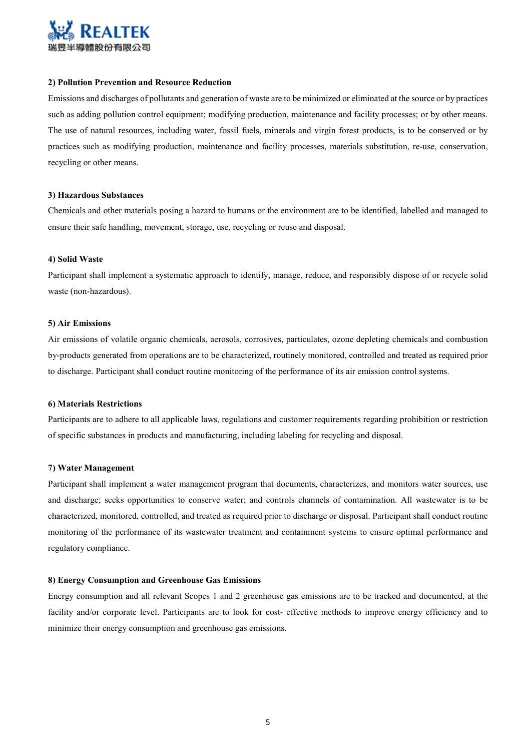**2) Pollution Prevention and Resource Reduction**

Emissions and discharges of pollutants and generation of waste are to be minimized or eliminated at the source or by practices such as adding pollution control equipment; modifying production, maintenance and facility processes; or by other means. The use of natural resources, including water, fossil fuels, minerals and virgin forest products, is to be conserved or by practices such as modifying production, maintenance and facility processes, materials substitution, re-use, conservation, recycling or other means.

**3) Hazardous Substances**

Chemicals and other materials posing a hazard to humans or the environment are to be identified, labelled and managed to ensure their safe handling, movement, storage, use, recycling or reuse and disposal.

**4) Solid Waste**

Participant shall implement a systematic approach to identify, manage, reduce, and responsibly dispose of or recycle solid waste (non-hazardous).

**5) Air Emissions**

Air emissions of volatile organic chemicals, aerosols, corrosives, particulates, ozone depleting chemicals and combustion by-products generated from operations are to be characterized, routinely monitored, controlled and treated as required prior to discharge. Participant shall conduct routine monitoring of the performance of its air emission control systems.

**6) Materials Restrictions**

Participants are to adhere to all applicable laws, regulations and customer requirements regarding prohibition or restriction of specific substances in products and manufacturing, including labeling for recycling and disposal.

**7) Water Management**

Participant shall implement a water management program that documents, characterizes, and monitors water sources, use and discharge; seeks opportunities to conserve water; and controls channels of contamination. All wastewater is to be characterized, monitored, controlled, and treated as required prior to discharge or disposal. Participant shall conduct routine monitoring of the performance of its wastewater treatment and containment systems to ensure optimal performance and regulatory compliance.

**8) Energy Consumption and Greenhouse Gas Emissions**

Energy consumption and all relevant Scopes 1 and 2 greenhouse gas emissions are to be tracked and documented, at the facility and/or corporate level. Participants are to look for cost- effective methods to improve energy efficiency and to minimize their energy consumption and greenhouse gas emissions.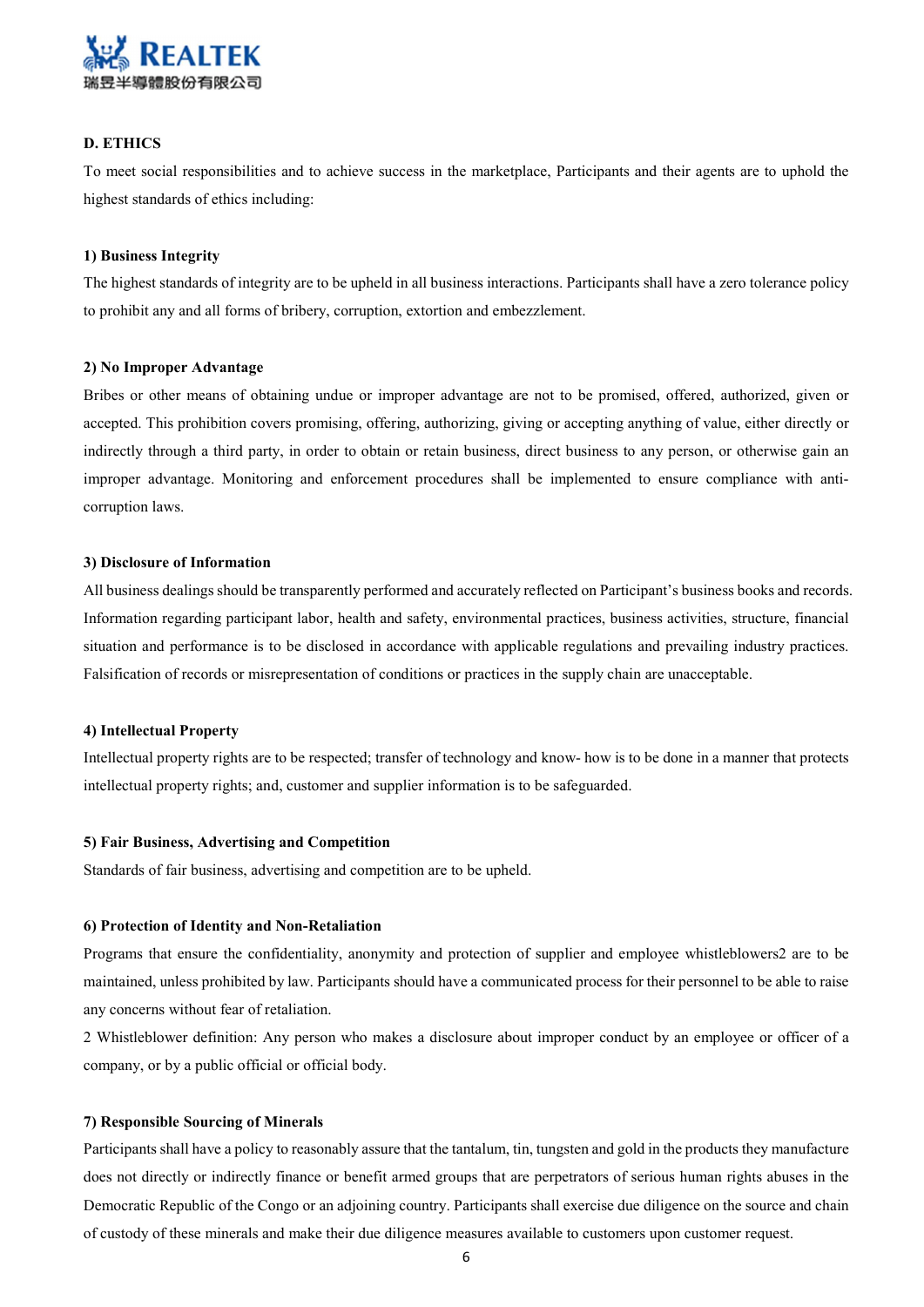## D. ETHICS

To meet social responsibilities and to achieve success in the marketplace, Participants and their agents are to uphold the highest standards of ethics including:

### 1) Business Integrity

The highest standards of integrity are to be upheld in all business interactions. Participants shall have a zero tolerance policy to prohibit any and all forms of bribery, corruption, extortion and embezzlement.

### 2) No Improper Advantage

Bribes or other means of obtaining undue or improper advantage are not to be promised, offered, authorized, given or accepted. This prohibition covers promising, offering, authorizing, giving or accepting anything of value, either directly or indirectly through a third party, in order to obtain or retain business, direct business to any person, or otherwise gain an improper advantage. Monitoring and enforcement procedures shall be implemented to ensure compliance with anti-corruption laws.

### 3) Disclosure of Information

All business dealings should be transparently performed and accurately reflected on Participant's business books and records. Information regarding participant labor, health and safety, environmental practices, business activities, structure, financial situation and performance is to be disclosed in accordance with applicable regulations and prevailing industry practices. Falsification of records or misrepresentation of conditions or practices in the supply chain are unacceptable.

### 4) Intellectual Property

Intellectual property rights are to be respected; transfer of technology and know- how is to be done in a manner that protects intellectual property rights; and, customer and supplier information is to be safeguarded.

### 5) Fair Business, Advertising and Competition

Standards of fair business, advertising and competition are to be upheld.

### 6) Protection of Identity and Non-Retaliation

Programs that ensure the confidentiality, anonymity and protection of supplier and employee whistleblowers[2] are to be maintained, unless prohibited by law. Participants should have a communicated process for their personnel to be able to raise any concerns without fear of retaliation.

2 Whistleblower definition: Any person who makes a disclosure about improper conduct by an employee or officer of a company, or by a public official or official body.

### 7) Responsible Sourcing of Minerals

Participants shall have a policy to reasonably assure that the tantalum, tin, tungsten and gold in the products they manufacture does not directly or indirectly finance or benefit armed groups that are perpetrators of serious human rights abuses in the Democratic Republic of the Congo or an adjoining country. Participants shall exercise due diligence on the source and chain of custody of these minerals and make their due diligence measures available to customers upon customer request.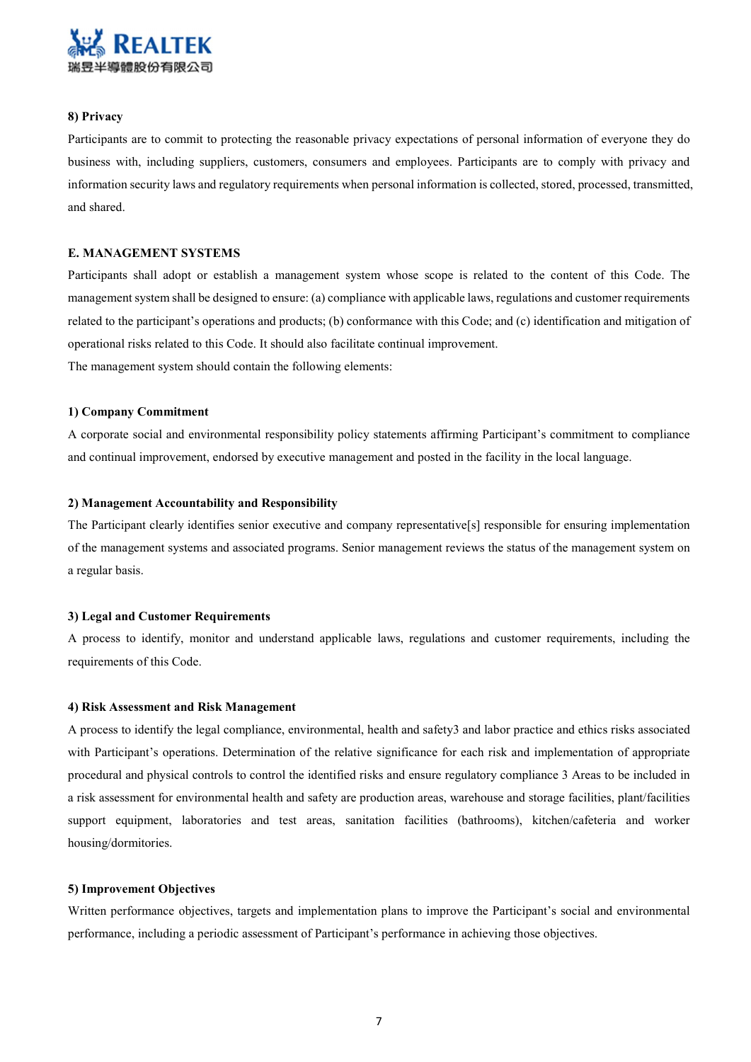**8) Privacy**

Participants are to commit to protecting the reasonable privacy expectations of personal information of everyone they do business with, including suppliers, customers, consumers and employees. Participants are to comply with privacy and information security laws and regulatory requirements when personal information is collected, stored, processed, transmitted, and shared.

## E. MANAGEMENT SYSTEMS

Participants shall adopt or establish a management system whose scope is related to the content of this Code. The management system shall be designed to ensure: (a) compliance with applicable laws, regulations and customer requirements related to the participant's operations and products; (b) conformance with this Code; and (c) identification and mitigation of operational risks related to this Code. It should also facilitate continual improvement.

The management system should contain the following elements:

**1) Company Commitment**

A corporate social and environmental responsibility policy statements affirming Participant's commitment to compliance and continual improvement, endorsed by executive management and posted in the facility in the local language.

**2) Management Accountability and Responsibility**

The Participant clearly identifies senior executive and company representative[s] responsible for ensuring implementation of the management systems and associated programs. Senior management reviews the status of the management system on a regular basis.

**3) Legal and Customer Requirements**

A process to identify, monitor and understand applicable laws, regulations and customer requirements, including the requirements of this Code.

**4) Risk Assessment and Risk Management**

A process to identify the legal compliance, environmental, health and safety3 and labor practice and ethics risks associated with Participant's operations. Determination of the relative significance for each risk and implementation of appropriate procedural and physical controls to control the identified risks and ensure regulatory compliance 3 Areas to be included in a risk assessment for environmental health and safety are production areas, warehouse and storage facilities, plant/facilities support equipment, laboratories and test areas, sanitation facilities (bathrooms), kitchen/cafeteria and worker housing/dormitories.

**5) Improvement Objectives**

Written performance objectives, targets and implementation plans to improve the Participant's social and environmental performance, including a periodic assessment of Participant's performance in achieving those objectives.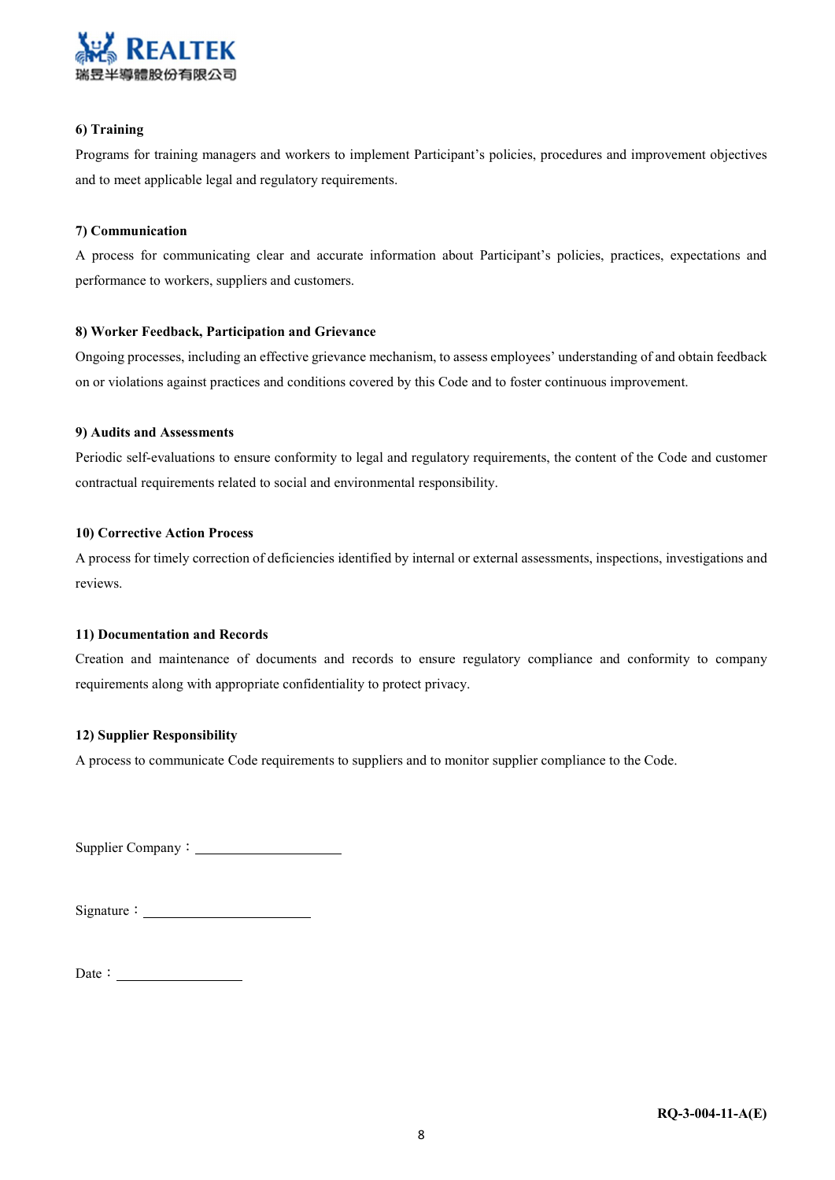**6) Training**

Programs for training managers and workers to implement Participant's policies, procedures and improvement objectives and to meet applicable legal and regulatory requirements.

**7) Communication**

A process for communicating clear and accurate information about Participant's policies, practices, expectations and performance to workers, suppliers and customers.

**8) Worker Feedback, Participation and Grievance**

Ongoing processes, including an effective grievance mechanism, to assess employees' understanding of and obtain feedback on or violations against practices and conditions covered by this Code and to foster continuous improvement.

**9) Audits and Assessments**

Periodic self-evaluations to ensure conformity to legal and regulatory requirements, the content of the Code and customer contractual requirements related to social and environmental responsibility.

**10) Corrective Action Process**

A process for timely correction of deficiencies identified by internal or external assessments, inspections, investigations and reviews.

**11) Documentation and Records**

Creation and maintenance of documents and records to ensure regulatory compliance and conformity to company requirements along with appropriate confidentiality to protect privacy.

**12) Supplier Responsibility**

A process to communicate Code requirements to suppliers and to monitor supplier compliance to the Code.

Supplier Company：\_\_\_\_\_\_\_\_\_\_\_\_\_\_\_\_\_\_\_\_

Signature：\_\_\_\_\_\_\_\_\_\_\_\_\_\_\_\_\_\_\_\_\_\_\_

Date：\_\_\_\_\_\_\_\_\_\_\_\_\_\_\_\_\_

**RQ-3-004-11-A(E)**